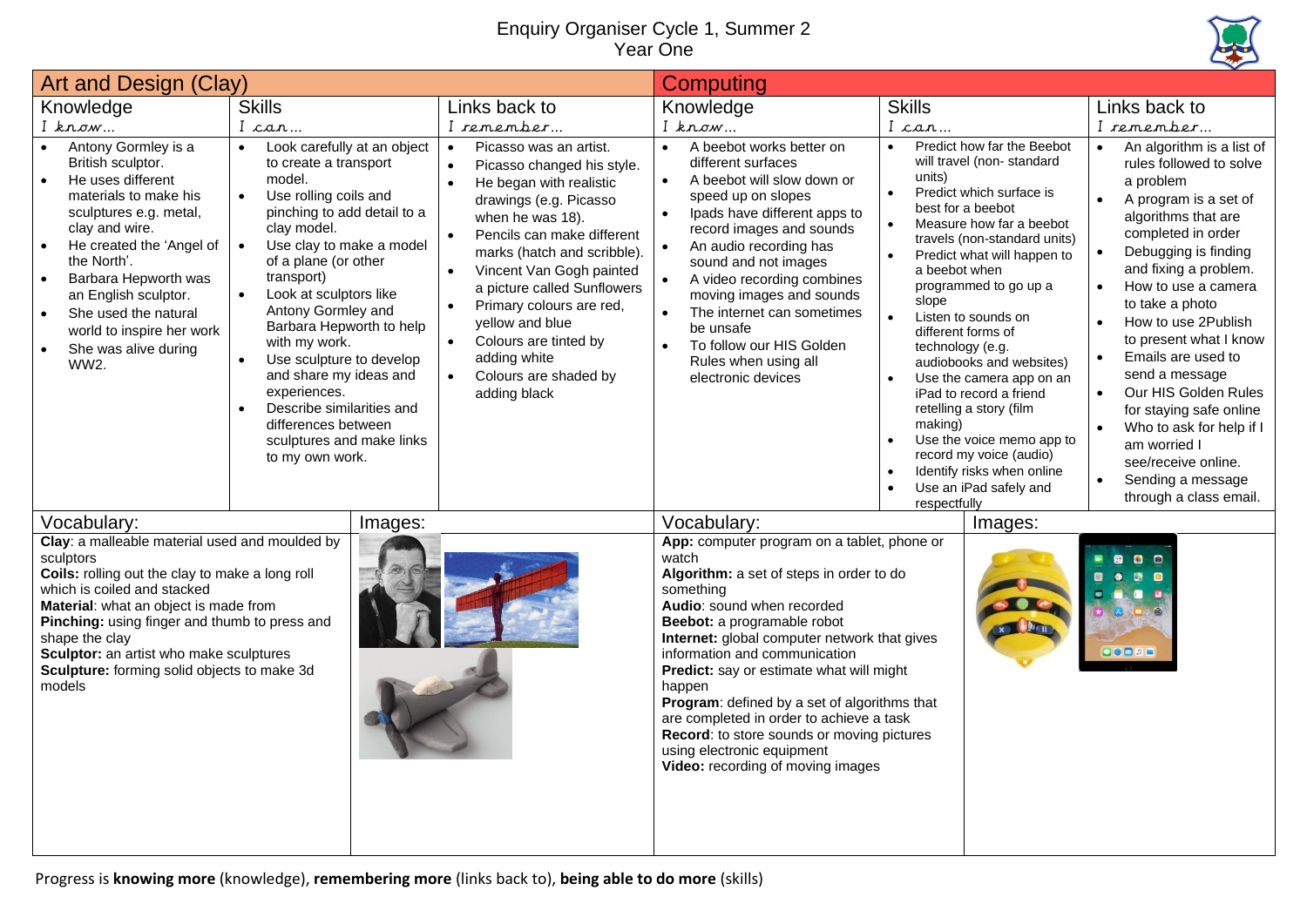# Enquiry Organiser Cycle 1, Summer 2
## Year One

## Art and Design (Clay)

| Knowledge<br>*I know…* | Skills<br>*I can…* | Links back to<br>*I remember…* |
|---|---|---|
| • Antony Gormley is a British sculptor.<br>• He uses different materials to make his sculptures e.g. metal, clay and wire.<br>• He created the 'Angel of the North'.<br>• Barbara Hepworth was an English sculptor.<br>• She used the natural world to inspire her work<br>• She was alive during WW2. | • Look carefully at an object to create a transport model.<br>• Use rolling coils and pinching to add detail to a clay model.<br>• Use clay to make a model of a plane (or other transport)<br>• Look at sculptors like Antony Gormley and Barbara Hepworth to help with my work.<br>• Use sculpture to develop and share my ideas and experiences.<br>• Describe similarities and differences between sculptures and make links to my own work. | • Picasso was an artist.<br>• Picasso changed his style.<br>• He began with realistic drawings (e.g. Picasso when he was 18).<br>• Pencils can make different marks (hatch and scribble).<br>• Vincent Van Gogh painted a picture called Sunflowers<br>• Primary colours are red, yellow and blue<br>• Colours are tinted by adding white<br>• Colours are shaded by adding black |

### Vocabulary:

**Clay**: a malleable material used and moulded by sculptors
**Coils:** rolling out the clay to make a long roll which is coiled and stacked
**Material**: what an object is made from
**Pinching:** using finger and thumb to press and shape the clay
**Sculptor:** an artist who make sculptures
**Sculpture:** forming solid objects to make 3d models

### Images:

## Computing

| Knowledge<br>*I know…* | Skills<br>*I can…* | Links back to<br>*I remember…* |
|---|---|---|
| • A beebot works better on different surfaces<br>• A beebot will slow down or speed up on slopes<br>• Ipads have different apps to record images and sounds<br>• An audio recording has sound and not images<br>• A video recording combines moving images and sounds<br>• The internet can sometimes be unsafe<br>• To follow our HIS Golden Rules when using all electronic devices | • Predict how far the Beebot will travel (non- standard units)<br>• Predict which surface is best for a beebot<br>• Measure how far a beebot travels (non-standard units)<br>• Predict what will happen to a beebot when programmed to go up a slope<br>• Listen to sounds on different forms of technology (e.g. audiobooks and websites)<br>• Use the camera app on an iPad to record a friend retelling a story (film making)<br>• Use the voice memo app to record my voice (audio)<br>• Identify risks when online<br>• Use an iPad safely and respectfully | • An algorithm is a list of rules followed to solve a problem<br>• A program is a set of algorithms that are completed in order<br>• Debugging is finding and fixing a problem.<br>• How to use a camera to take a photo<br>• How to use 2Publish to present what I know<br>• Emails are used to send a message<br>• Our HIS Golden Rules for staying safe online<br>• Who to ask for help if I am worried I see/receive online.<br>• Sending a message through a class email. |

### Vocabulary:

**App:** computer program on a tablet, phone or watch
**Algorithm:** a set of steps in order to do something
**Audio**: sound when recorded
**Beebot:** a programable robot
**Internet:** global computer network that gives information and communication
**Predict:** say or estimate what will might happen
**Program**: defined by a set of algorithms that are completed in order to achieve a task
**Record**: to store sounds or moving pictures using electronic equipment
**Video:** recording of moving images

### Images:

Progress is **knowing more** (knowledge), **remembering more** (links back to), **being able to do more** (skills)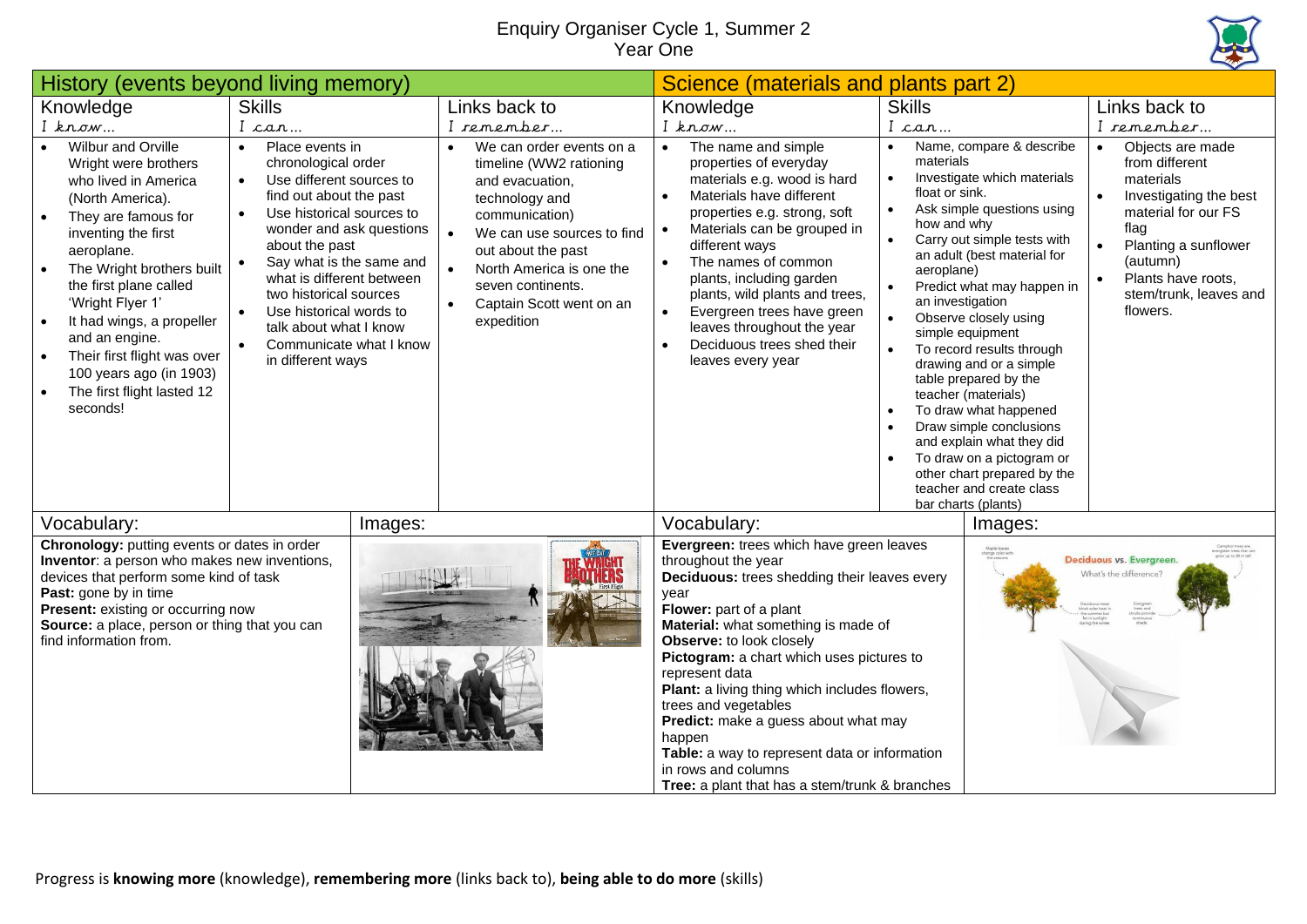# Enquiry Organiser Cycle 1, Summer 2
## Year One

## History (events beyond living memory)

| Knowledge *I know…* | Skills *I can…* | Links back to *I remember…* |
|---|---|---|
| • Wilbur and Orville Wright were brothers who lived in America (North America).<br>• They are famous for inventing the first aeroplane.<br>• The Wright brothers built the first plane called 'Wright Flyer 1'<br>• It had wings, a propeller and an engine.<br>• Their first flight was over 100 years ago (in 1903)<br>• The first flight lasted 12 seconds! | • Place events in chronological order<br>• Use different sources to find out about the past<br>• Use historical sources to wonder and ask questions about the past<br>• Say what is the same and what is different between two historical sources<br>• Use historical words to talk about what I know<br>• Communicate what I know in different ways | • We can order events on a timeline (WW2 rationing and evacuation, technology and communication)<br>• We can use sources to find out about the past<br>• North America is one the seven continents.<br>• Captain Scott went on an expedition |

**Vocabulary:**

**Chronology:** putting events or dates in order
**Inventor**: a person who makes new inventions, devices that perform some kind of task
**Past:** gone by in time
**Present:** existing or occurring now
**Source:** a place, person or thing that you can find information from.

**Images:**

## Science (materials and plants part 2)

| Knowledge *I know…* | Skills *I can…* | Links back to *I remember…* |
|---|---|---|
| • The name and simple properties of everyday materials e.g. wood is hard<br>• Materials have different properties e.g. strong, soft<br>• Materials can be grouped in different ways<br>• The names of common plants, including garden plants, wild plants and trees,<br>• Evergreen trees have green leaves throughout the year<br>• Deciduous trees shed their leaves every year | • Name, compare & describe materials<br>• Investigate which materials float or sink.<br>• Ask simple questions using how and why<br>• Carry out simple tests with an adult (best material for aeroplane)<br>• Predict what may happen in an investigation<br>• Observe closely using simple equipment<br>• To record results through drawing and or a simple table prepared by the teacher (materials)<br>• To draw what happened<br>• Draw simple conclusions and explain what they did<br>• To draw on a pictogram or other chart prepared by the teacher and create class bar charts (plants) | • Objects are made from different materials<br>• Investigating the best material for our FS flag<br>• Planting a sunflower (autumn)<br>• Plants have roots, stem/trunk, leaves and flowers. |

**Vocabulary:**

**Evergreen:** trees which have green leaves throughout the year
**Deciduous:** trees shedding their leaves every year
**Flower:** part of a plant
**Material:** what something is made of
**Observe:** to look closely
**Pictogram:** a chart which uses pictures to represent data
**Plant:** a living thing which includes flowers, trees and vegetables
**Predict:** make a guess about what may happen
**Table:** a way to represent data or information in rows and columns
**Tree:** a plant that has a stem/trunk & branches

**Images:**

Progress is **knowing more** (knowledge), **remembering more** (links back to), **being able to do more** (skills)